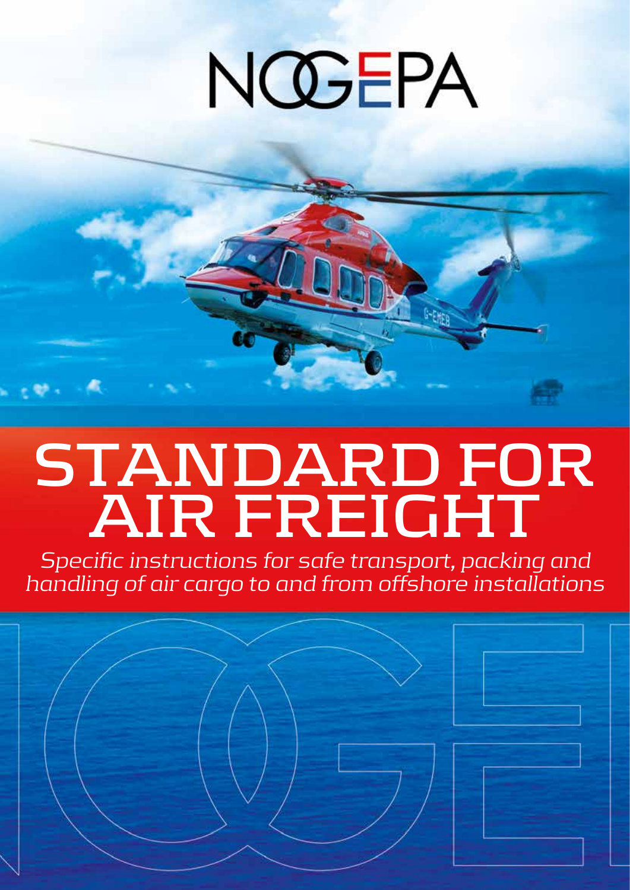NOGEPA

# STANDARD FOR AIR FREIGHT

*Specific instructions for safe transport, packing and handling of air cargo to and from offshore installations*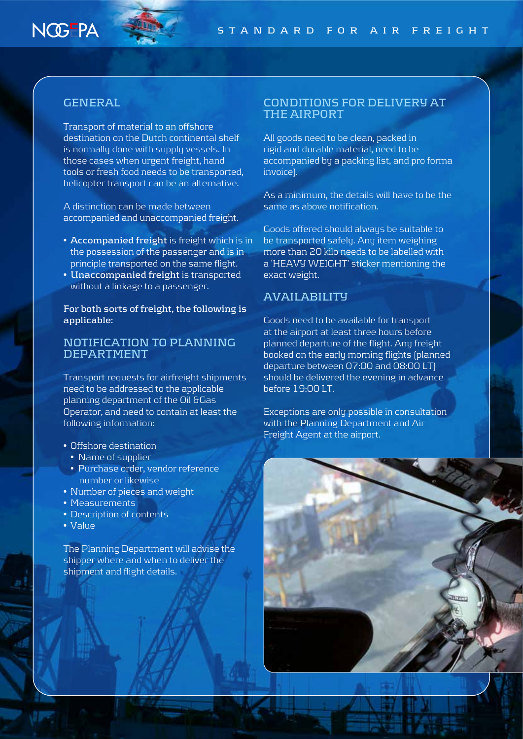## GENERAL

Transport of material to an offshore destination on the Dutch continental shelf is normally done with supply vessels. In those cases when urgent freight, hand tools or fresh food needs to be transported, helicopter transport can be an alternative.

A distinction can be made between accompanied and unaccompanied freight.

- **Accompanied freight** is freight which is in the possession of the passenger and is in principle transported on the same flight.
- **Unaccompanied freight** is transported without a linkage to a passenger.

**For both sorts of freight, the following is applicable:**

## NOTIFICATION TO PLANNING DEPARTMENT

Transport requests for airfreight shipments need to be addressed to the applicable planning department of the Oil &Gas Operator, and need to contain at least the following information:

- Offshore destination
  - Name of supplier
  - Purchase order, vendor reference number or likewise
- Number of pieces and weight
- Measurements
- Description of contents
- Value

The Planning Department will advise the shipper where and when to deliver the shipment and flight details.

## CONDITIONS FOR DELIVERY AT THE AIRPORT

All goods need to be clean, packed in rigid and durable material, need to be accompanied by a packing list, and pro forma invoice).

As a minimum, the details will have to be the same as above notification.

Goods offered should always be suitable to be transported safely. Any item weighing more than 20 kilo needs to be labelled with a 'HEAVY WEIGHT' sticker mentioning the exact weight.

## AVAILABILITY

Goods need to be available for transport at the airport at least three hours before planned departure of the flight. Any freight booked on the early morning flights (planned departure between 07:00 and 08:00 LT) should be delivered the evening in advance before 19:00 LT.

Exceptions are only possible in consultation with the Planning Department and Air Freight Agent at the airport.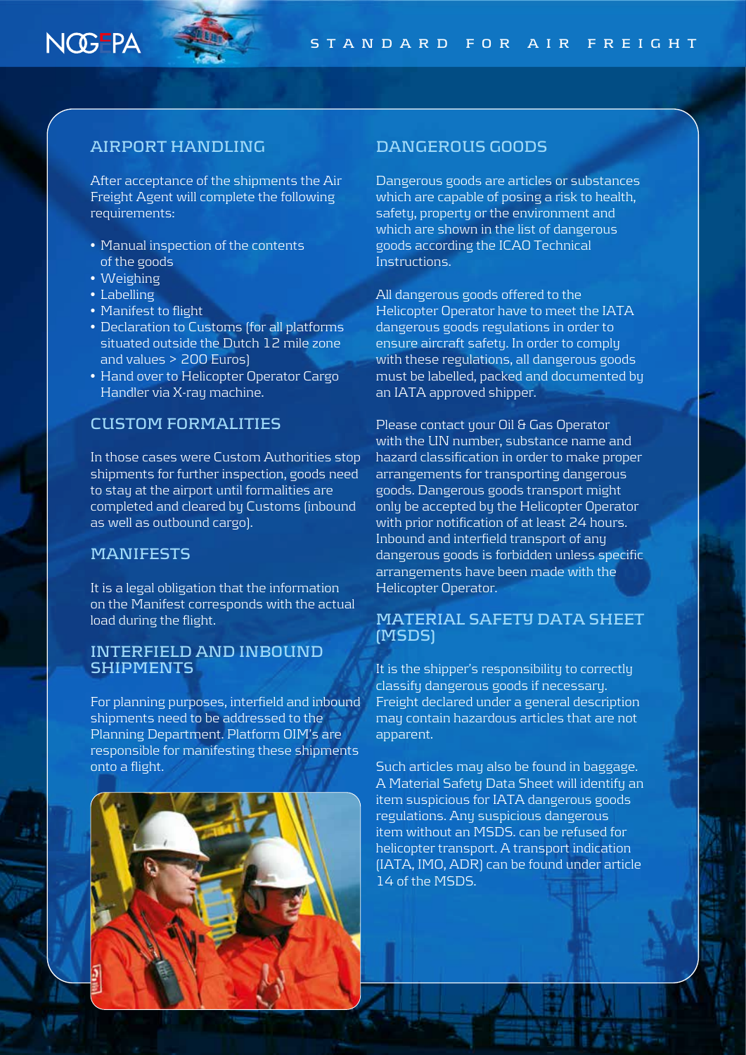## AIRPORT HANDLING

After acceptance of the shipments the Air Freight Agent will complete the following requirements:

- Manual inspection of the contents of the goods
- Weighing
- Labelling
- Manifest to flight
- Declaration to Customs (for all platforms situated outside the Dutch 12 mile zone and values > 200 Euros)
- Hand over to Helicopter Operator Cargo Handler via X-ray machine.

## CUSTOM FORMALITIES

In those cases were Custom Authorities stop shipments for further inspection, goods need to stay at the airport until formalities are completed and cleared by Customs (inbound as well as outbound cargo).

## MANIFESTS

It is a legal obligation that the information on the Manifest corresponds with the actual load during the flight.

## INTERFIELD AND INBOUND SHIPMENTS

For planning purposes, interfield and inbound shipments need to be addressed to the Planning Department. Platform OIM's are responsible for manifesting these shipments onto a flight.

## DANGEROUS GOODS

Dangerous goods are articles or substances which are capable of posing a risk to health, safety, property or the environment and which are shown in the list of dangerous goods according the ICAO Technical Instructions.

All dangerous goods offered to the Helicopter Operator have to meet the IATA dangerous goods regulations in order to ensure aircraft safety. In order to comply with these regulations, all dangerous goods must be labelled, packed and documented by an IATA approved shipper.

Please contact your Oil & Gas Operator with the UN number, substance name and hazard classification in order to make proper arrangements for transporting dangerous goods. Dangerous goods transport might only be accepted by the Helicopter Operator with prior notification of at least 24 hours. Inbound and interfield transport of any dangerous goods is forbidden unless specific arrangements have been made with the Helicopter Operator.

## MATERIAL SAFETY DATA SHEET (MSDS)

It is the shipper's responsibility to correctly classify dangerous goods if necessary. Freight declared under a general description may contain hazardous articles that are not apparent.

Such articles may also be found in baggage. A Material Safety Data Sheet will identify an item suspicious for IATA dangerous goods regulations. Any suspicious dangerous item without an MSDS. can be refused for helicopter transport. A transport indication (IATA, IMO, ADR) can be found under article 14 of the MSDS.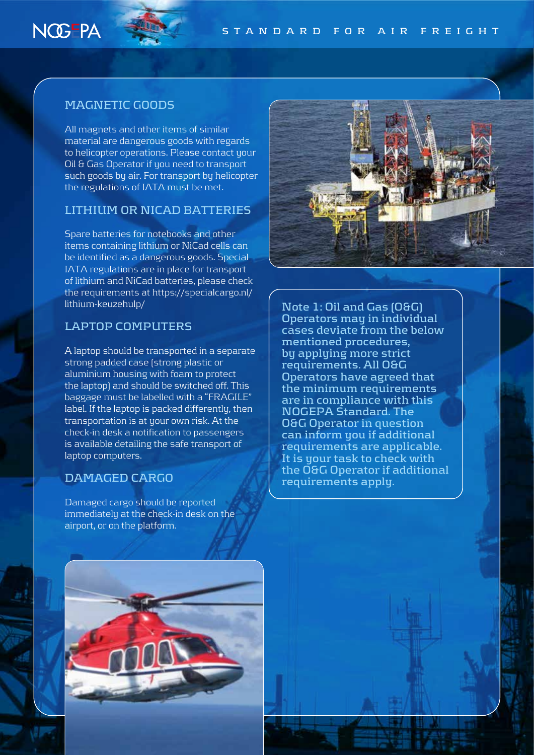## MAGNETIC GOODS

All magnets and other items of similar material are dangerous goods with regards to helicopter operations. Please contact your Oil & Gas Operator if you need to transport such goods by air. For transport by helicopter the regulations of IATA must be met.

## LITHIUM OR NICAD BATTERIES

Spare batteries for notebooks and other items containing lithium or NiCad cells can be identified as a dangerous goods. Special IATA regulations are in place for transport of lithium and NiCad batteries, please check the requirements at https://specialcargo.nl/lithium-keuzehulp/

## LAPTOP COMPUTERS

A laptop should be transported in a separate strong padded case (strong plastic or aluminium housing with foam to protect the laptop) and should be switched off. This baggage must be labelled with a "FRAGILE" label. If the laptop is packed differently, then transportation is at your own risk. At the check-in desk a notification to passengers is available detailing the safe transport of laptop computers.

## DAMAGED CARGO

Damaged cargo should be reported immediately at the check-in desk on the airport, or on the platform.

**Note 1: Oil and Gas (O&G) Operators may in individual cases deviate from the below mentioned procedures, by applying more strict requirements. All O&G Operators have agreed that the minimum requirements are in compliance with this NOGEPA Standard. The O&G Operator in question can inform you if additional requirements are applicable. It is your task to check with the O&G Operator if additional requirements apply.**